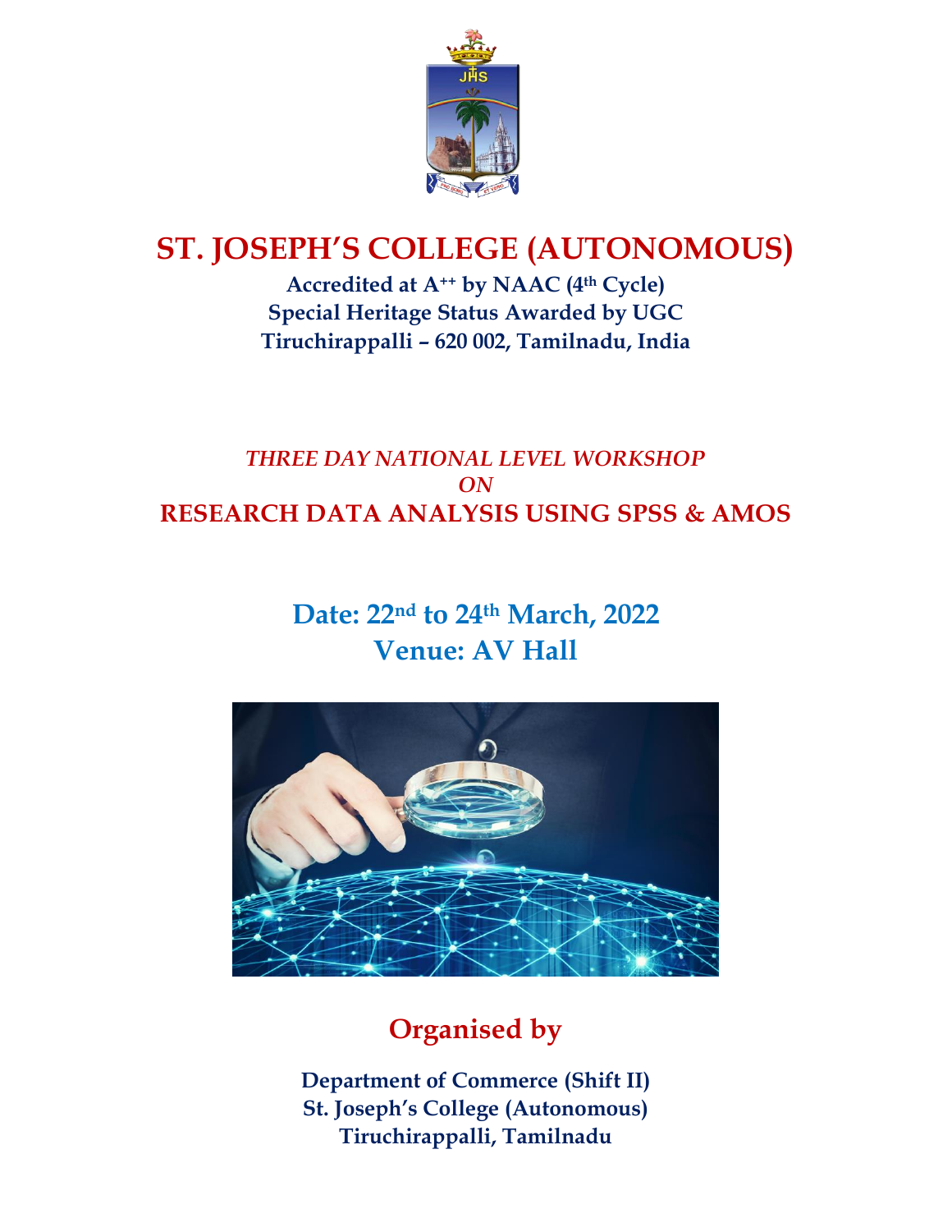# ST. JOSEPH'S COLLEGE (AUTONOMOUS)

**Accredited at A++ by NAAC (4th Cycle)**
**Special Heritage Status Awarded by UGC**
**Tiruchirappalli – 620 002, Tamilnadu, India**

*THREE DAY NATIONAL LEVEL WORKSHOP*
*ON*

## RESEARCH DATA ANALYSIS USING SPSS & AMOS

**Date: 22nd to 24th March, 2022**
**Venue: AV Hall**

## Organised by

**Department of Commerce (Shift II)**
**St. Joseph's College (Autonomous)**
**Tiruchirappalli, Tamilnadu**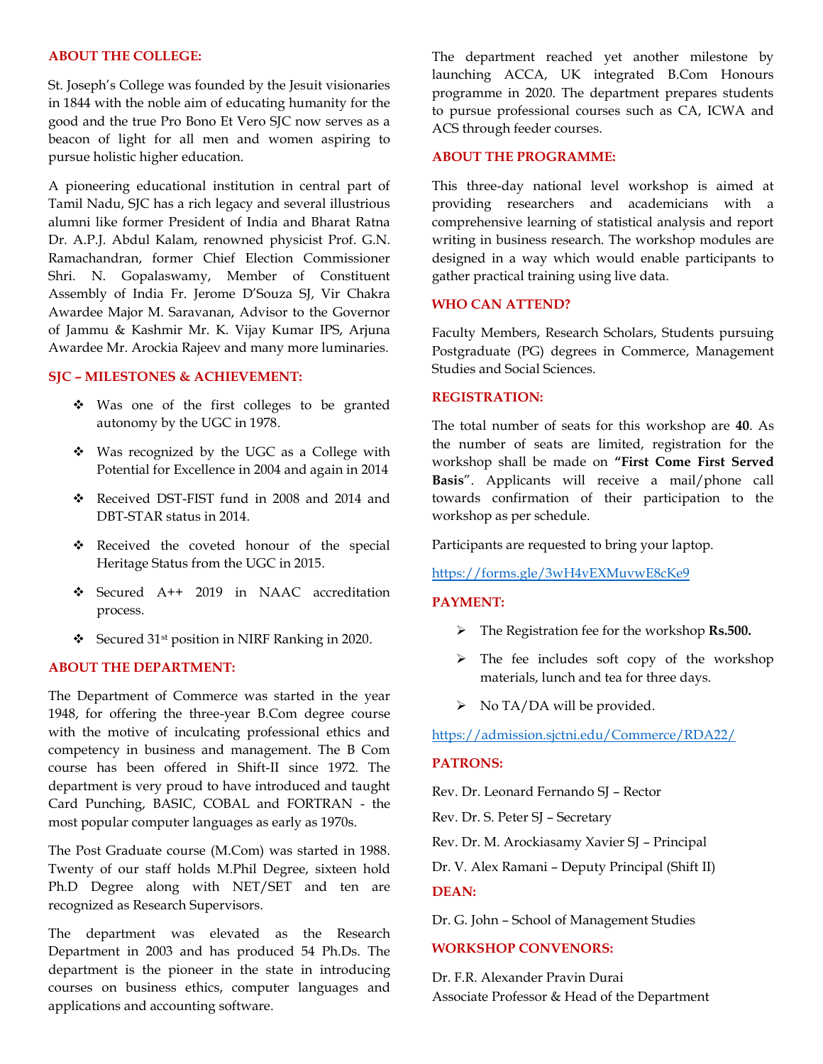## ABOUT THE COLLEGE:

St. Joseph's College was founded by the Jesuit visionaries in 1844 with the noble aim of educating humanity for the good and the true Pro Bono Et Vero SJC now serves as a beacon of light for all men and women aspiring to pursue holistic higher education.

A pioneering educational institution in central part of Tamil Nadu, SJC has a rich legacy and several illustrious alumni like former President of India and Bharat Ratna Dr. A.P.J. Abdul Kalam, renowned physicist Prof. G.N. Ramachandran, former Chief Election Commissioner Shri. N. Gopalaswamy, Member of Constituent Assembly of India Fr. Jerome D'Souza SJ, Vir Chakra Awardee Major M. Saravanan, Advisor to the Governor of Jammu & Kashmir Mr. K. Vijay Kumar IPS, Arjuna Awardee Mr. Arockia Rajeev and many more luminaries.

## SJC – MILESTONES & ACHIEVEMENT:

- Was one of the first colleges to be granted autonomy by the UGC in 1978.
- Was recognized by the UGC as a College with Potential for Excellence in 2004 and again in 2014
- Received DST-FIST fund in 2008 and 2014 and DBT-STAR status in 2014.
- Received the coveted honour of the special Heritage Status from the UGC in 2015.
- Secured A++ 2019 in NAAC accreditation process.
- Secured 31st position in NIRF Ranking in 2020.

## ABOUT THE DEPARTMENT:

The Department of Commerce was started in the year 1948, for offering the three-year B.Com degree course with the motive of inculcating professional ethics and competency in business and management. The B Com course has been offered in Shift-II since 1972. The department is very proud to have introduced and taught Card Punching, BASIC, COBAL and FORTRAN - the most popular computer languages as early as 1970s.

The Post Graduate course (M.Com) was started in 1988. Twenty of our staff holds M.Phil Degree, sixteen hold Ph.D Degree along with NET/SET and ten are recognized as Research Supervisors.

The department was elevated as the Research Department in 2003 and has produced 54 Ph.Ds. The department is the pioneer in the state in introducing courses on business ethics, computer languages and applications and accounting software.

The department reached yet another milestone by launching ACCA, UK integrated B.Com Honours programme in 2020. The department prepares students to pursue professional courses such as CA, ICWA and ACS through feeder courses.

## ABOUT THE PROGRAMME:

This three-day national level workshop is aimed at providing researchers and academicians with a comprehensive learning of statistical analysis and report writing in business research. The workshop modules are designed in a way which would enable participants to gather practical training using live data.

## WHO CAN ATTEND?

Faculty Members, Research Scholars, Students pursuing Postgraduate (PG) degrees in Commerce, Management Studies and Social Sciences.

## REGISTRATION:

The total number of seats for this workshop are **40**. As the number of seats are limited, registration for the workshop shall be made on **"First Come First Served Basis"**. Applicants will receive a mail/phone call towards confirmation of their participation to the workshop as per schedule.

Participants are requested to bring your laptop.

https://forms.gle/3wH4vEXMuvwE8cKe9

## PAYMENT:

- The Registration fee for the workshop **Rs.500.**
- The fee includes soft copy of the workshop materials, lunch and tea for three days.
- No TA/DA will be provided.

https://admission.sjctni.edu/Commerce/RDA22/

## PATRONS:

Rev. Dr. Leonard Fernando SJ – Rector

Rev. Dr. S. Peter SJ – Secretary

Rev. Dr. M. Arockiasamy Xavier SJ – Principal

Dr. V. Alex Ramani – Deputy Principal (Shift II)

## DEAN:

Dr. G. John – School of Management Studies

## WORKSHOP CONVENORS:

Dr. F.R. Alexander Pravin Durai
Associate Professor & Head of the Department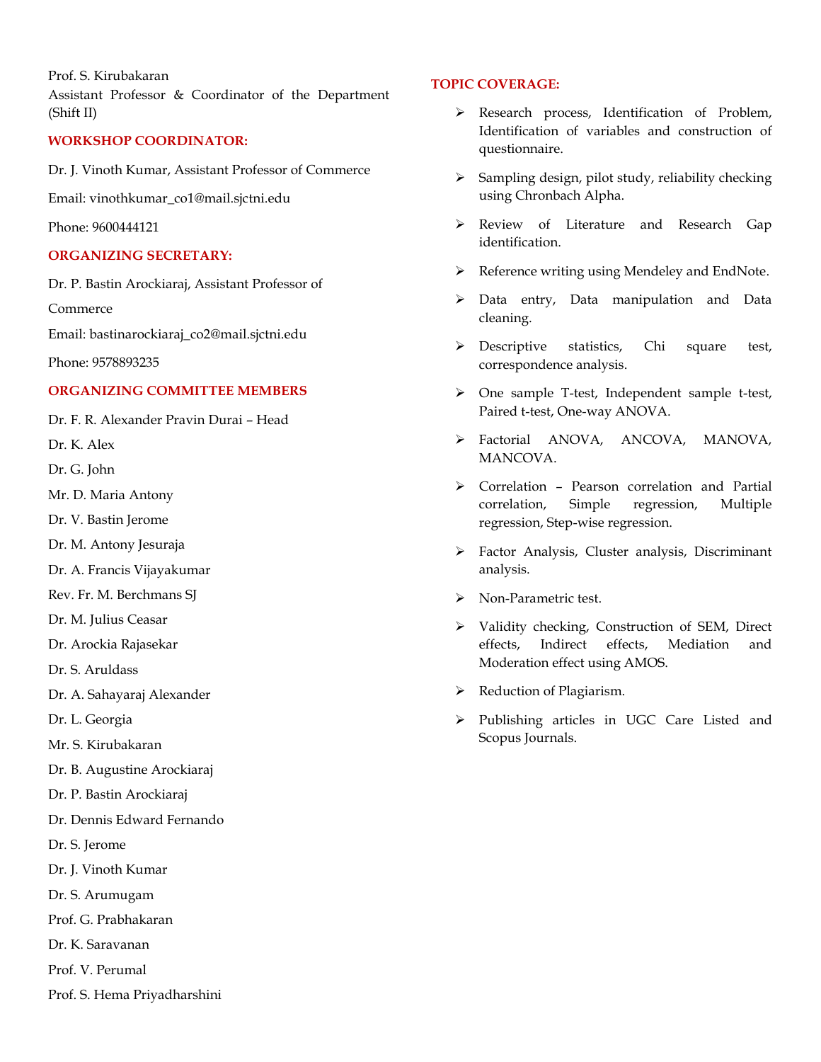Prof. S. Kirubakaran
Assistant Professor & Coordinator of the Department (Shift II)

## WORKSHOP COORDINATOR:

Dr. J. Vinoth Kumar, Assistant Professor of Commerce

Email: vinothkumar_co1@mail.sjctni.edu

Phone: 9600444121

## ORGANIZING SECRETARY:

Dr. P. Bastin Arockiaraj, Assistant Professor of Commerce

Email: bastinarockiaraj_co2@mail.sjctni.edu

Phone: 9578893235

## ORGANIZING COMMITTEE MEMBERS

Dr. F. R. Alexander Pravin Durai – Head

Dr. K. Alex

Dr. G. John

Mr. D. Maria Antony

Dr. V. Bastin Jerome

Dr. M. Antony Jesuraja

Dr. A. Francis Vijayakumar

Rev. Fr. M. Berchmans SJ

Dr. M. Julius Ceasar

Dr. Arockia Rajasekar

Dr. S. Aruldass

Dr. A. Sahayaraj Alexander

Dr. L. Georgia

Mr. S. Kirubakaran

Dr. B. Augustine Arockiaraj

Dr. P. Bastin Arockiaraj

Dr. Dennis Edward Fernando

Dr. S. Jerome

Dr. J. Vinoth Kumar

Dr. S. Arumugam

Prof. G. Prabhakaran

Dr. K. Saravanan

Prof. V. Perumal

Prof. S. Hema Priyadharshini

## TOPIC COVERAGE:

- Research process, Identification of Problem, Identification of variables and construction of questionnaire.
- Sampling design, pilot study, reliability checking using Chronbach Alpha.
- Review of Literature and Research Gap identification.
- Reference writing using Mendeley and EndNote.
- Data entry, Data manipulation and Data cleaning.
- Descriptive statistics, Chi square test, correspondence analysis.
- One sample T-test, Independent sample t-test, Paired t-test, One-way ANOVA.
- Factorial ANOVA, ANCOVA, MANOVA, MANCOVA.
- Correlation – Pearson correlation and Partial correlation, Simple regression, Multiple regression, Step-wise regression.
- Factor Analysis, Cluster analysis, Discriminant analysis.
- Non-Parametric test.
- Validity checking, Construction of SEM, Direct effects, Indirect effects, Mediation and Moderation effect using AMOS.
- Reduction of Plagiarism.
- Publishing articles in UGC Care Listed and Scopus Journals.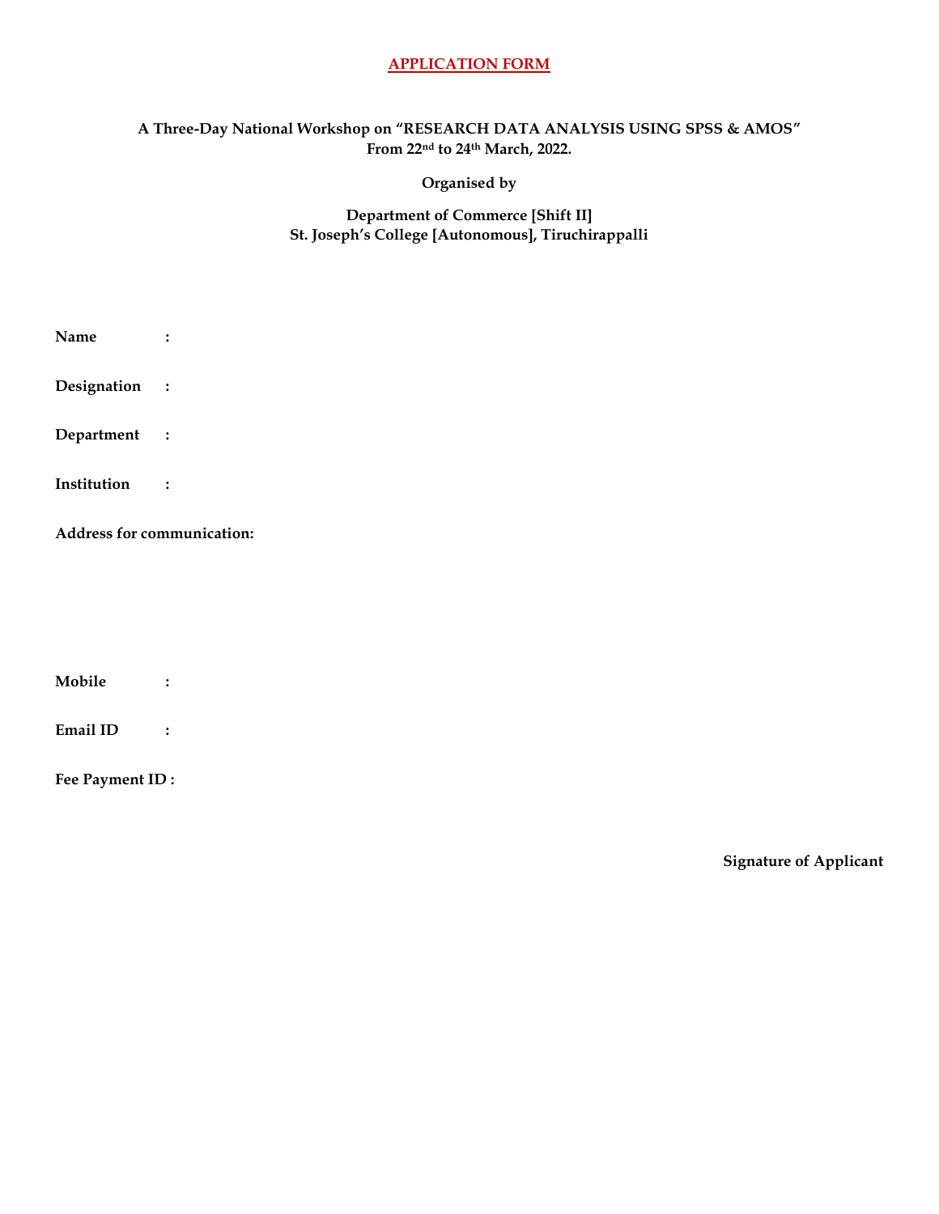**APPLICATION FORM**

**A Three-Day National Workshop on "RESEARCH DATA ANALYSIS USING SPSS & AMOS"**
**From 22nd to 24th March, 2022.**

**Organised by**

**Department of Commerce [Shift II]**
**St. Joseph's College [Autonomous], Tiruchirappalli**

**Name :**

**Designation :**

**Department :**

**Institution :**

**Address for communication:**

**Mobile :**

**Email ID :**

**Fee Payment ID :**

**Signature of Applicant**